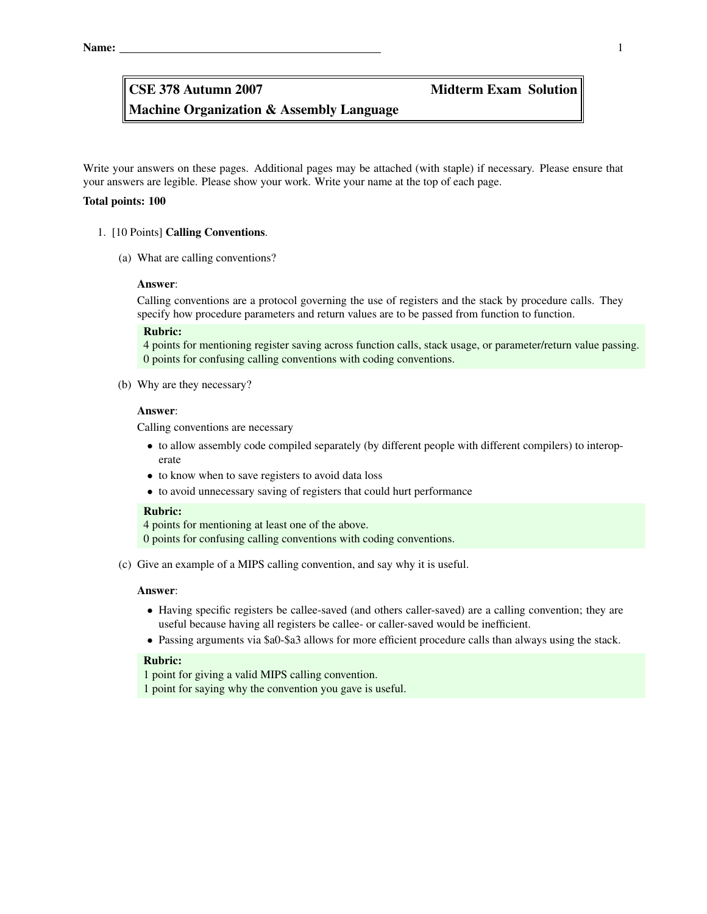Name: ____________________________________________

# CSE 378 Autumn 2007 — Midterm Exam Solution

## Machine Organization & Assembly Language

Write your answers on these pages. Additional pages may be attached (with staple) if necessary. Please ensure that your answers are legible. Please show your work. Write your name at the top of each page.

**Total points: 100**

1. [10 Points] **Calling Conventions**.

   (a) What are calling conventions?

   **Answer**:
   Calling conventions are a protocol governing the use of registers and the stack by procedure calls. They specify how procedure parameters and return values are to be passed from function to function.

   **Rubric:**
   4 points for mentioning register saving across function calls, stack usage, or parameter/return value passing.
   0 points for confusing calling conventions with coding conventions.

   (b) Why are they necessary?

   **Answer**:
   Calling conventions are necessary

   - to allow assembly code compiled separately (by different people with different compilers) to interoperate
   - to know when to save registers to avoid data loss
   - to avoid unnecessary saving of registers that could hurt performance

   **Rubric:**
   4 points for mentioning at least one of the above.
   0 points for confusing calling conventions with coding conventions.

   (c) Give an example of a MIPS calling convention, and say why it is useful.

   **Answer**:

   - Having specific registers be callee-saved (and others caller-saved) are a calling convention; they are useful because having all registers be callee- or caller-saved would be inefficient.
   - Passing arguments via $a0-$a3 allows for more efficient procedure calls than always using the stack.

   **Rubric:**
   1 point for giving a valid MIPS calling convention.
   1 point for saying why the convention you gave is useful.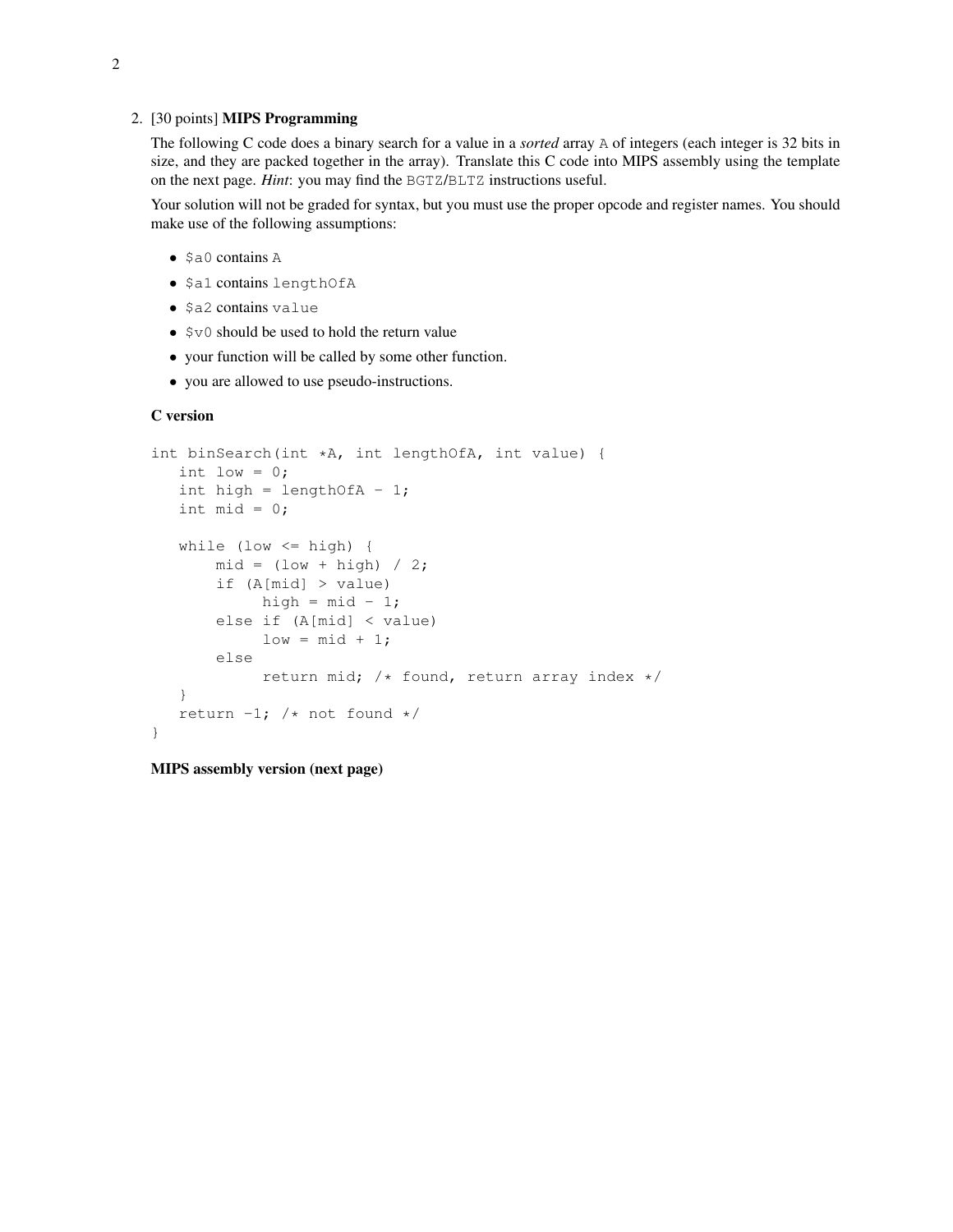2. [30 points] **MIPS Programming**

   The following C code does a binary search for a value in a *sorted* array `A` of integers (each integer is 32 bits in size, and they are packed together in the array). Translate this C code into MIPS assembly using the template on the next page. *Hint*: you may find the `BGTZ`/`BLTZ` instructions useful.

   Your solution will not be graded for syntax, but you must use the proper opcode and register names. You should make use of the following assumptions:

   - `$a0` contains `A`
   - `$a1` contains `lengthOfA`
   - `$a2` contains `value`
   - `$v0` should be used to hold the return value
   - your function will be called by some other function.
   - you are allowed to use pseudo-instructions.

   **C version**

```
int binSearch(int *A, int lengthOfA, int value) {
   int low = 0;
   int high = lengthOfA - 1;
   int mid = 0;

   while (low <= high) {
       mid = (low + high) / 2;
       if (A[mid] > value)
            high = mid - 1;
       else if (A[mid] < value)
            low = mid + 1;
       else
            return mid; /* found, return array index */
   }
   return -1; /* not found */
}
```

   **MIPS assembly version (next page)**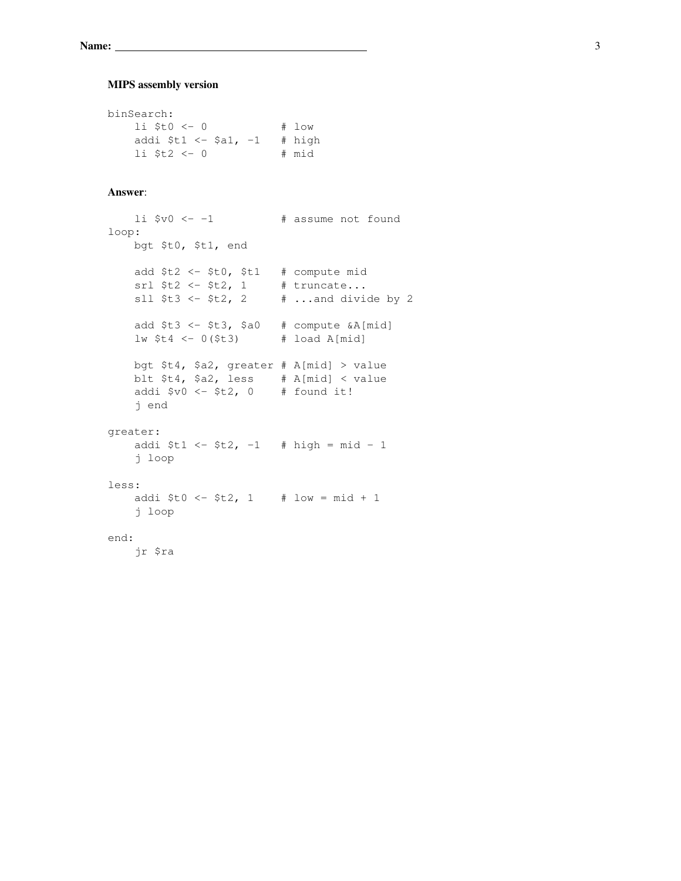Name: ____________________

**MIPS assembly version**

```
binSearch:
    li $t0 <- 0             # low
    addi $t1 <- $a1, -1     # high
    li $t2 <- 0             # mid
```

**Answer**:

```
    li $v0 <- -1            # assume not found
loop:
    bgt $t0, $t1, end

    add $t2 <- $t0, $t1     # compute mid
    srl $t2 <- $t2, 1       # truncate...
    sll $t3 <- $t2, 2       # ...and divide by 2

    add $t3 <- $t3, $a0     # compute &A[mid]
    lw $t4 <- 0($t3)        # load A[mid]

    bgt $t4, $a2, greater   # A[mid] > value
    blt $t4, $a2, less      # A[mid] < value
    addi $v0 <- $t2, 0      # found it!
    j end

greater:
    addi $t1 <- $t2, -1     # high = mid - 1
    j loop

less:
    addi $t0 <- $t2, 1      # low = mid + 1
    j loop

end:
    jr $ra
```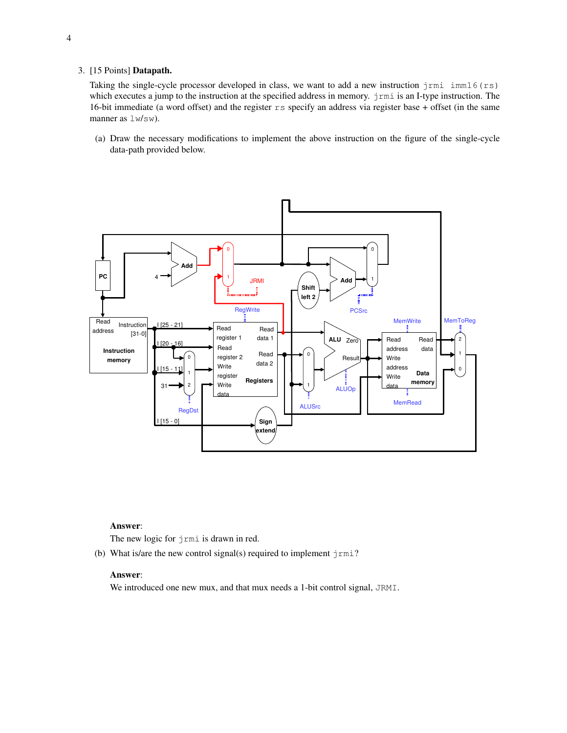3. [15 Points] **Datapath.**

Taking the single-cycle processor developed in class, we want to add a new instruction `jrmi imm16(rs)` which executes a jump to the instruction at the specified address in memory. `jrmi` is an I-type instruction. The 16-bit immediate (a word offset) and the register `rs` specify an address via register base + offset (in the same manner as `lw`/`sw`).

(a) Draw the necessary modifications to implement the above instruction on the figure of the single-cycle data-path provided below.

**Answer**:

The new logic for `jrmi` is drawn in red.

(b) What is/are the new control signal(s) required to implement `jrmi`?

**Answer**:

We introduced one new mux, and that mux needs a 1-bit control signal, `JRMI`.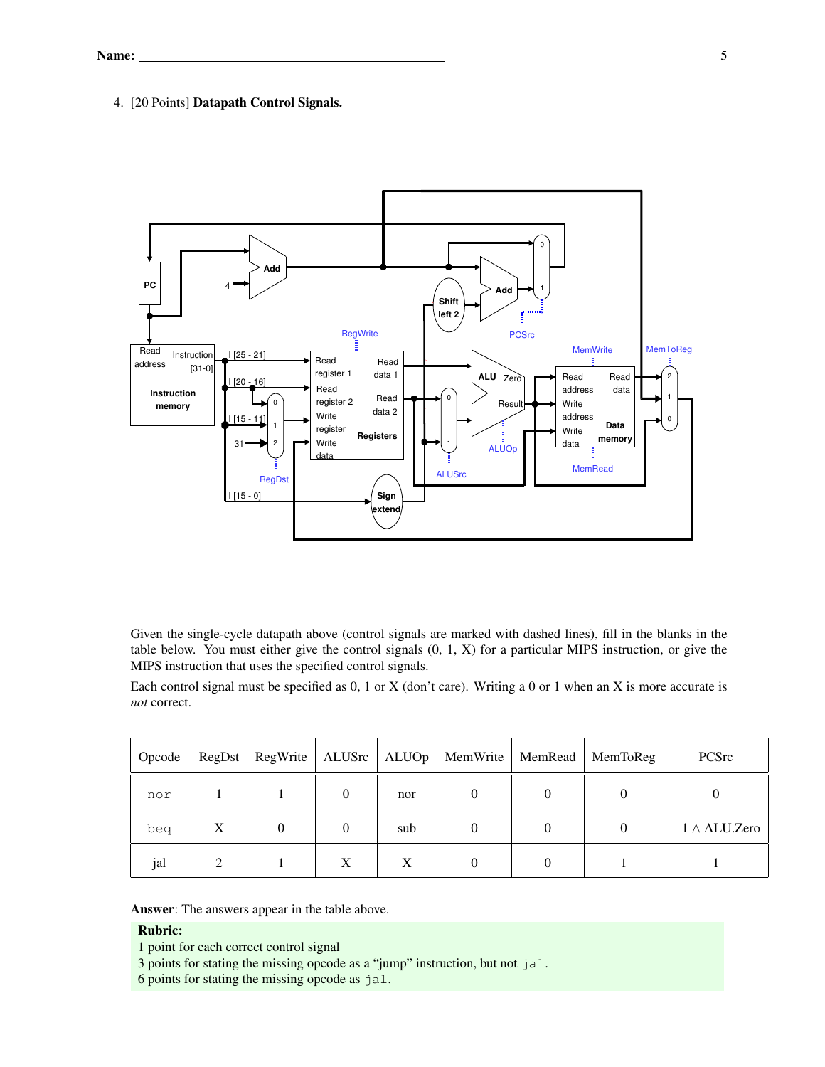4. [20 Points] **Datapath Control Signals.**

Given the single-cycle datapath above (control signals are marked with dashed lines), fill in the blanks in the table below. You must either give the control signals (0, 1, X) for a particular MIPS instruction, or give the MIPS instruction that uses the specified control signals.

Each control signal must be specified as 0, 1 or X (don't care). Writing a 0 or 1 when an X is more accurate is *not* correct.

| Opcode | RegDst | RegWrite | ALUSrc | ALUOp | MemWrite | MemRead | MemToReg | PCSrc |
|---|---|---|---|---|---|---|---|---|
| `nor` | 1 | 1 | 0 | nor | 0 | 0 | 0 | 0 |
| `beq` | X | 0 | 0 | sub | 0 | 0 | 0 | $1 \wedge$ ALU.Zero |
| jal | 2 | 1 | X | X | 0 | 0 | 1 | 1 |

**Answer**: The answers appear in the table above.

**Rubric:**
1 point for each correct control signal
3 points for stating the missing opcode as a "jump" instruction, but not `jal`.
6 points for stating the missing opcode as `jal`.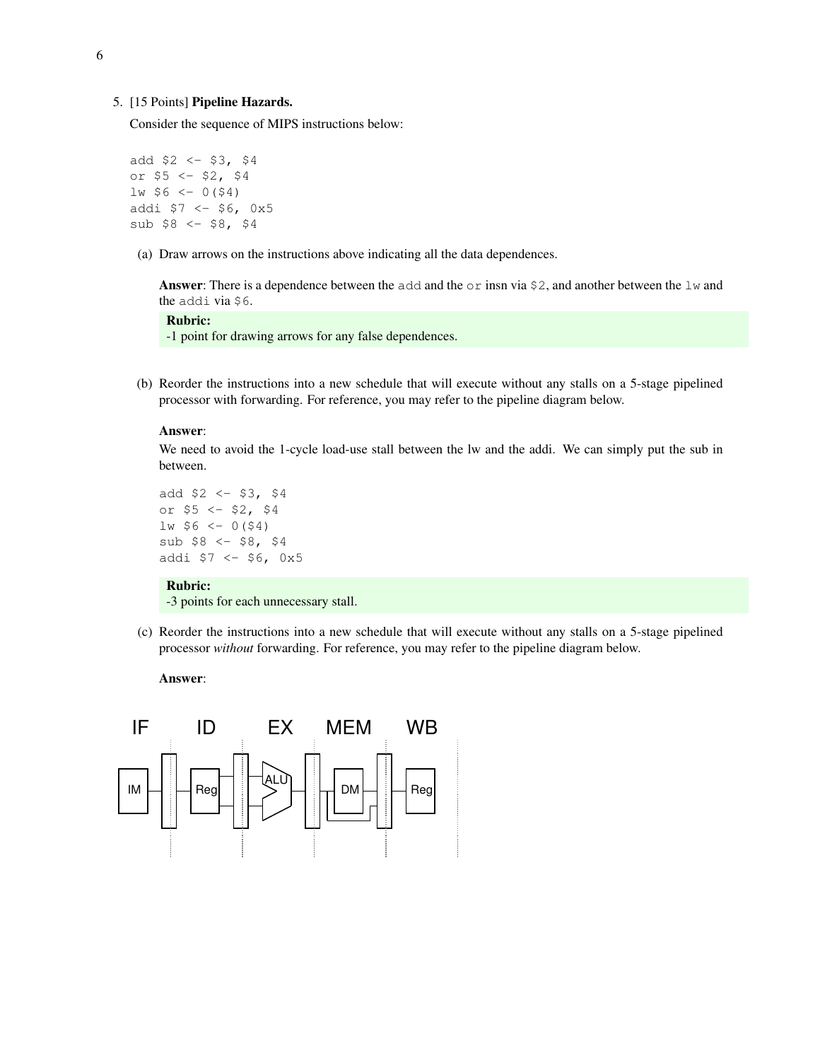5. [15 Points] **Pipeline Hazards.**

Consider the sequence of MIPS instructions below:

```
add $2 <- $3, $4
or $5 <- $2, $4
lw $6 <- 0($4)
addi $7 <- $6, 0x5
sub $8 <- $8, $4
```

(a) Draw arrows on the instructions above indicating all the data dependences.

**Answer**: There is a dependence between the `add` and the `or` insn via `$2`, and another between the `lw` and the `addi` via `$6`.

**Rubric:**
-1 point for drawing arrows for any false dependences.

(b) Reorder the instructions into a new schedule that will execute without any stalls on a 5-stage pipelined processor with forwarding. For reference, you may refer to the pipeline diagram below.

**Answer**:
We need to avoid the 1-cycle load-use stall between the lw and the addi. We can simply put the sub in between.

```
add $2 <- $3, $4
or $5 <- $2, $4
lw $6 <- 0($4)
sub $8 <- $8, $4
addi $7 <- $6, 0x5
```

**Rubric:**
-3 points for each unnecessary stall.

(c) Reorder the instructions into a new schedule that will execute without any stalls on a 5-stage pipelined processor *without* forwarding. For reference, you may refer to the pipeline diagram below.

**Answer**:

IF ID EX MEM WB

IM | Reg | ALU | DM | Reg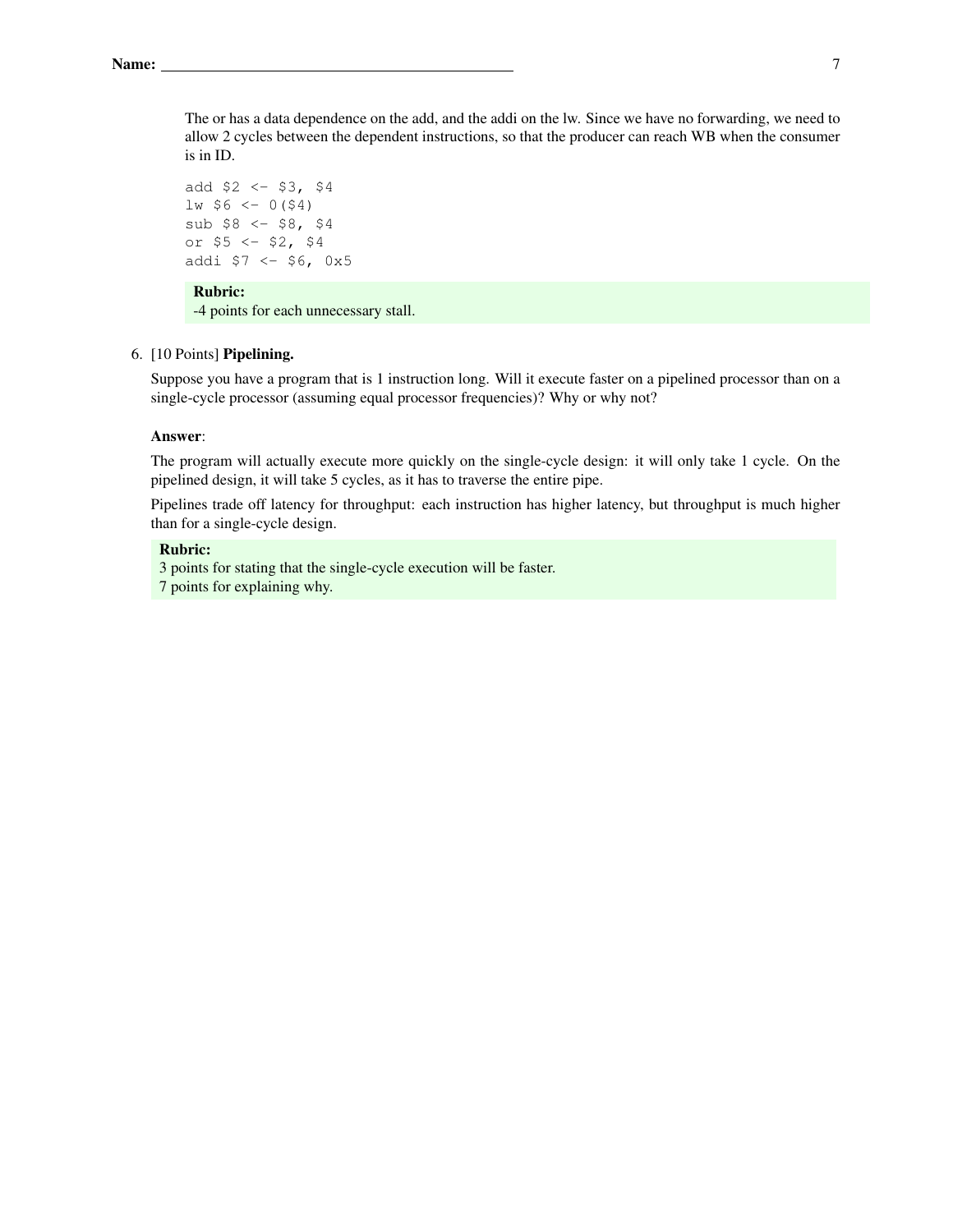The or has a data dependence on the add, and the addi on the lw. Since we have no forwarding, we need to allow 2 cycles between the dependent instructions, so that the producer can reach WB when the consumer is in ID.

```
add $2 <- $3, $4
lw $6 <- 0($4)
sub $8 <- $8, $4
or $5 <- $2, $4
addi $7 <- $6, 0x5
```

**Rubric:**
-4 points for each unnecessary stall.

6. [10 Points] **Pipelining.**

   Suppose you have a program that is 1 instruction long. Will it execute faster on a pipelined processor than on a single-cycle processor (assuming equal processor frequencies)? Why or why not?

   **Answer**:

   The program will actually execute more quickly on the single-cycle design: it will only take 1 cycle. On the pipelined design, it will take 5 cycles, as it has to traverse the entire pipe.

   Pipelines trade off latency for throughput: each instruction has higher latency, but throughput is much higher than for a single-cycle design.

   **Rubric:**
   3 points for stating that the single-cycle execution will be faster.
   7 points for explaining why.